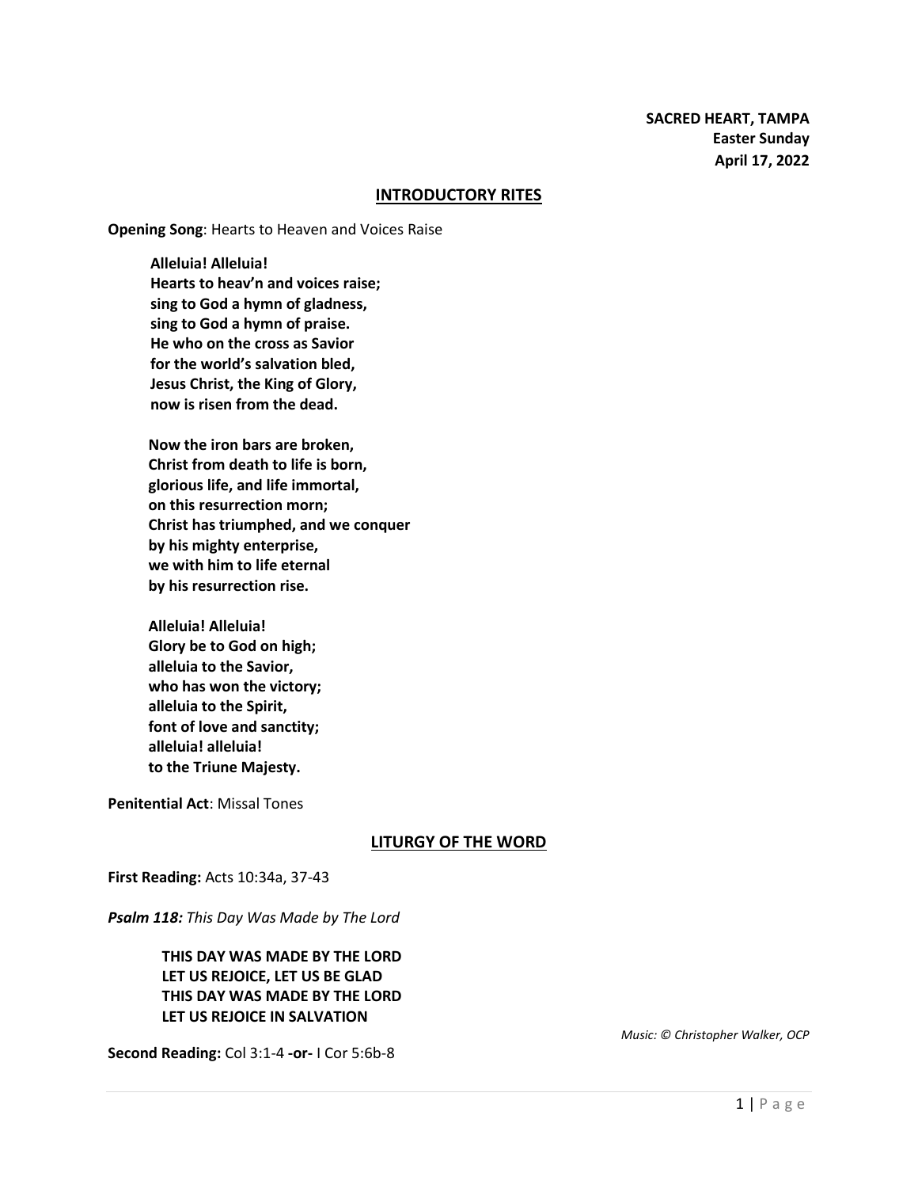**SACRED HEART, TAMPA**
**Easter Sunday**
**April 17, 2022**

## INTRODUCTORY RITES

**Opening Song**: Hearts to Heaven and Voices Raise

**Alleluia! Alleluia!**
**Hearts to heav'n and voices raise;**
**sing to God a hymn of gladness,**
**sing to God a hymn of praise.**
**He who on the cross as Savior**
**for the world's salvation bled,**
**Jesus Christ, the King of Glory,**
**now is risen from the dead.**

**Now the iron bars are broken,**
**Christ from death to life is born,**
**glorious life, and life immortal,**
**on this resurrection morn;**
**Christ has triumphed, and we conquer**
**by his mighty enterprise,**
**we with him to life eternal**
**by his resurrection rise.**

**Alleluia! Alleluia!**
**Glory be to God on high;**
**alleluia to the Savior,**
**who has won the victory;**
**alleluia to the Spirit,**
**font of love and sanctity;**
**alleluia! alleluia!**
**to the Triune Majesty.**

**Penitential Act**: Missal Tones

## LITURGY OF THE WORD

**First Reading:** Acts 10:34a, 37-43

***Psalm 118:*** *This Day Was Made by The Lord*

**THIS DAY WAS MADE BY THE LORD**
**LET US REJOICE, LET US BE GLAD**
**THIS DAY WAS MADE BY THE LORD**
**LET US REJOICE IN SALVATION**

*Music: © Christopher Walker, OCP*

**Second Reading:** Col 3:1-4 **-or-** I Cor 5:6b-8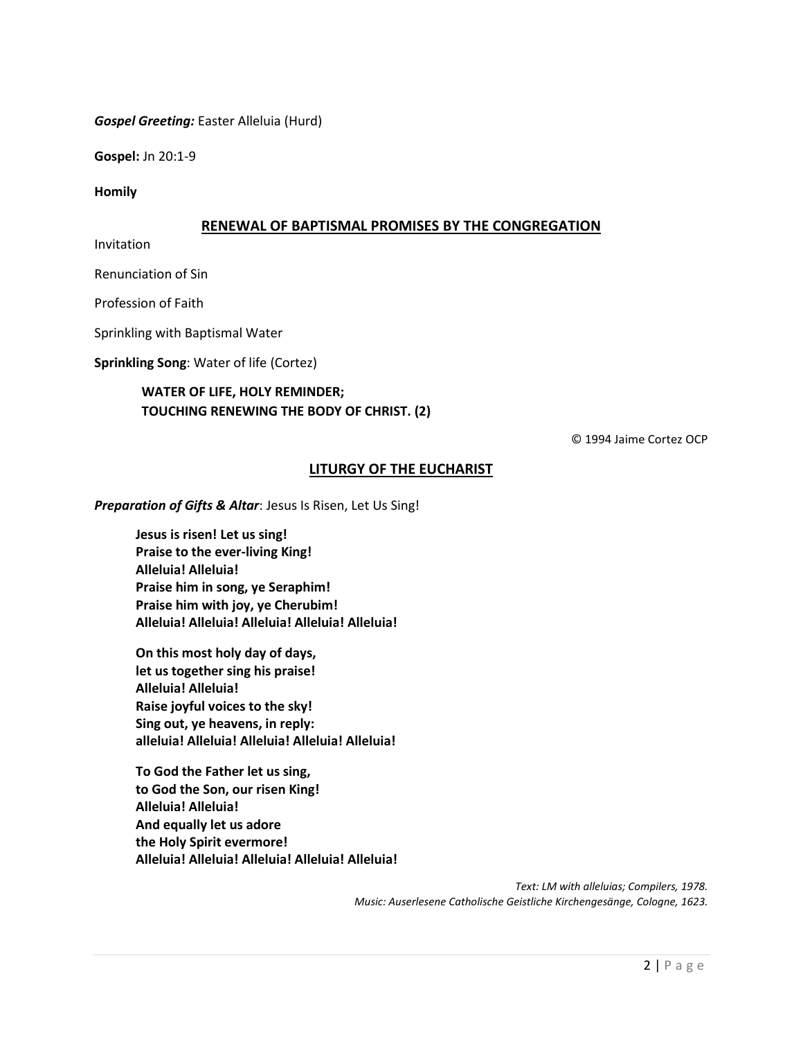***Gospel Greeting:*** Easter Alleluia (Hurd)

**Gospel:** Jn 20:1-9

**Homily**

## RENEWAL OF BAPTISMAL PROMISES BY THE CONGREGATION

Invitation

Renunciation of Sin

Profession of Faith

Sprinkling with Baptismal Water

**Sprinkling Song**: Water of life (Cortez)

> **WATER OF LIFE, HOLY REMINDER;**
> **TOUCHING RENEWING THE BODY OF CHRIST. (2)**

© 1994 Jaime Cortez OCP

## LITURGY OF THE EUCHARIST

***Preparation of Gifts & Altar***: Jesus Is Risen, Let Us Sing!

> **Jesus is risen! Let us sing!**
> **Praise to the ever-living King!**
> **Alleluia! Alleluia!**
> **Praise him in song, ye Seraphim!**
> **Praise him with joy, ye Cherubim!**
> **Alleluia! Alleluia! Alleluia! Alleluia! Alleluia!**
>
> **On this most holy day of days,**
> **let us together sing his praise!**
> **Alleluia! Alleluia!**
> **Raise joyful voices to the sky!**
> **Sing out, ye heavens, in reply:**
> **alleluia! Alleluia! Alleluia! Alleluia! Alleluia!**
>
> **To God the Father let us sing,**
> **to God the Son, our risen King!**
> **Alleluia! Alleluia!**
> **And equally let us adore**
> **the Holy Spirit evermore!**
> **Alleluia! Alleluia! Alleluia! Alleluia! Alleluia!**

*Text: LM with alleluias; Compilers, 1978.*
*Music: Auserlesene Catholische Geistliche Kirchengesänge, Cologne, 1623.*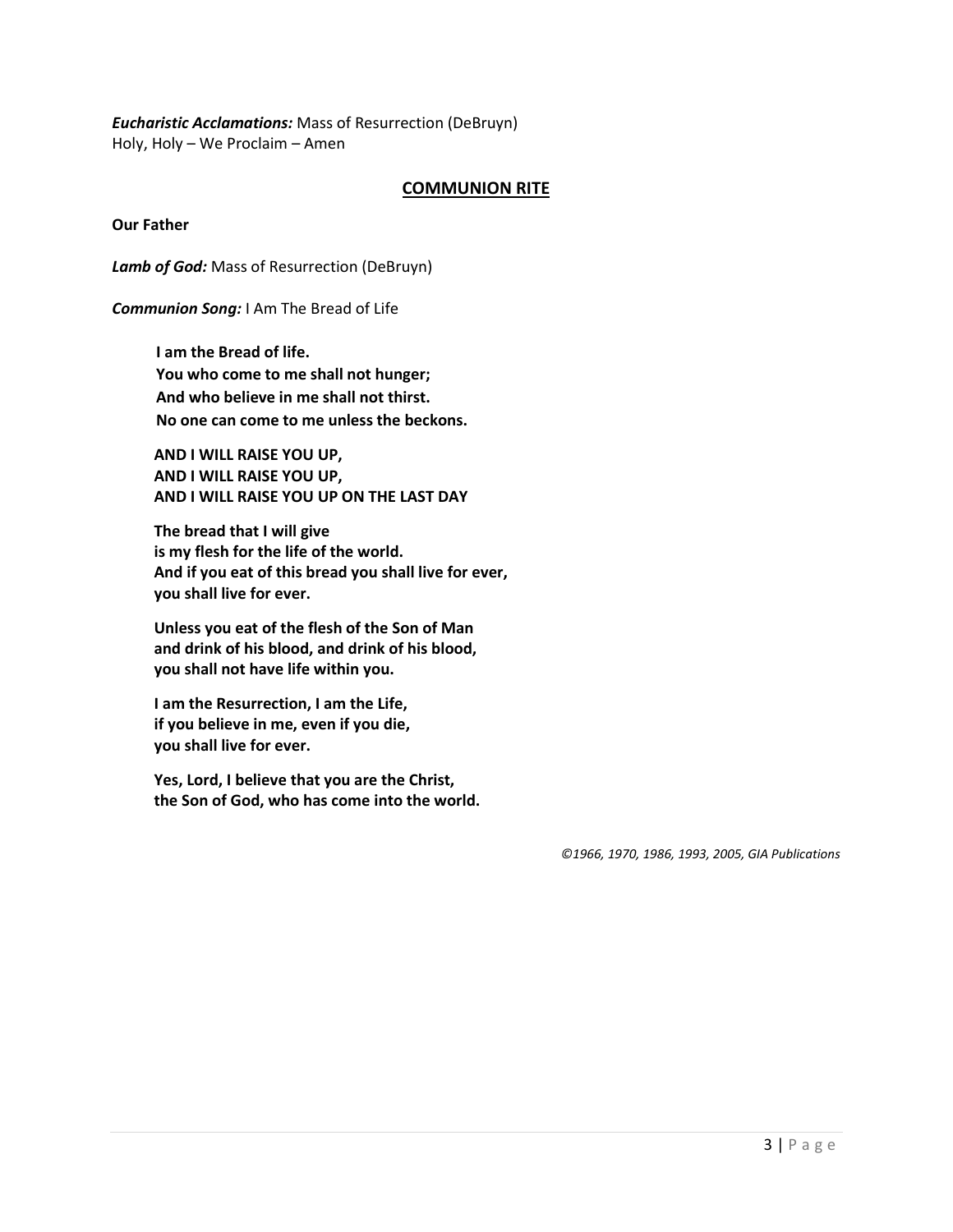***Eucharistic Acclamations:*** Mass of Resurrection (DeBruyn)
Holy, Holy – We Proclaim – Amen

## COMMUNION RITE

**Our Father**

***Lamb of God:*** Mass of Resurrection (DeBruyn)

***Communion Song:*** I Am The Bread of Life

**I am the Bread of life.**
**You who come to me shall not hunger;**
**And who believe in me shall not thirst.**
**No one can come to me unless the beckons.**

**AND I WILL RAISE YOU UP,**
**AND I WILL RAISE YOU UP,**
**AND I WILL RAISE YOU UP ON THE LAST DAY**

**The bread that I will give**
**is my flesh for the life of the world.**
**And if you eat of this bread you shall live for ever,**
**you shall live for ever.**

**Unless you eat of the flesh of the Son of Man**
**and drink of his blood, and drink of his blood,**
**you shall not have life within you.**

**I am the Resurrection, I am the Life,**
**if you believe in me, even if you die,**
**you shall live for ever.**

**Yes, Lord, I believe that you are the Christ,**
**the Son of God, who has come into the world.**

*©1966, 1970, 1986, 1993, 2005, GIA Publications*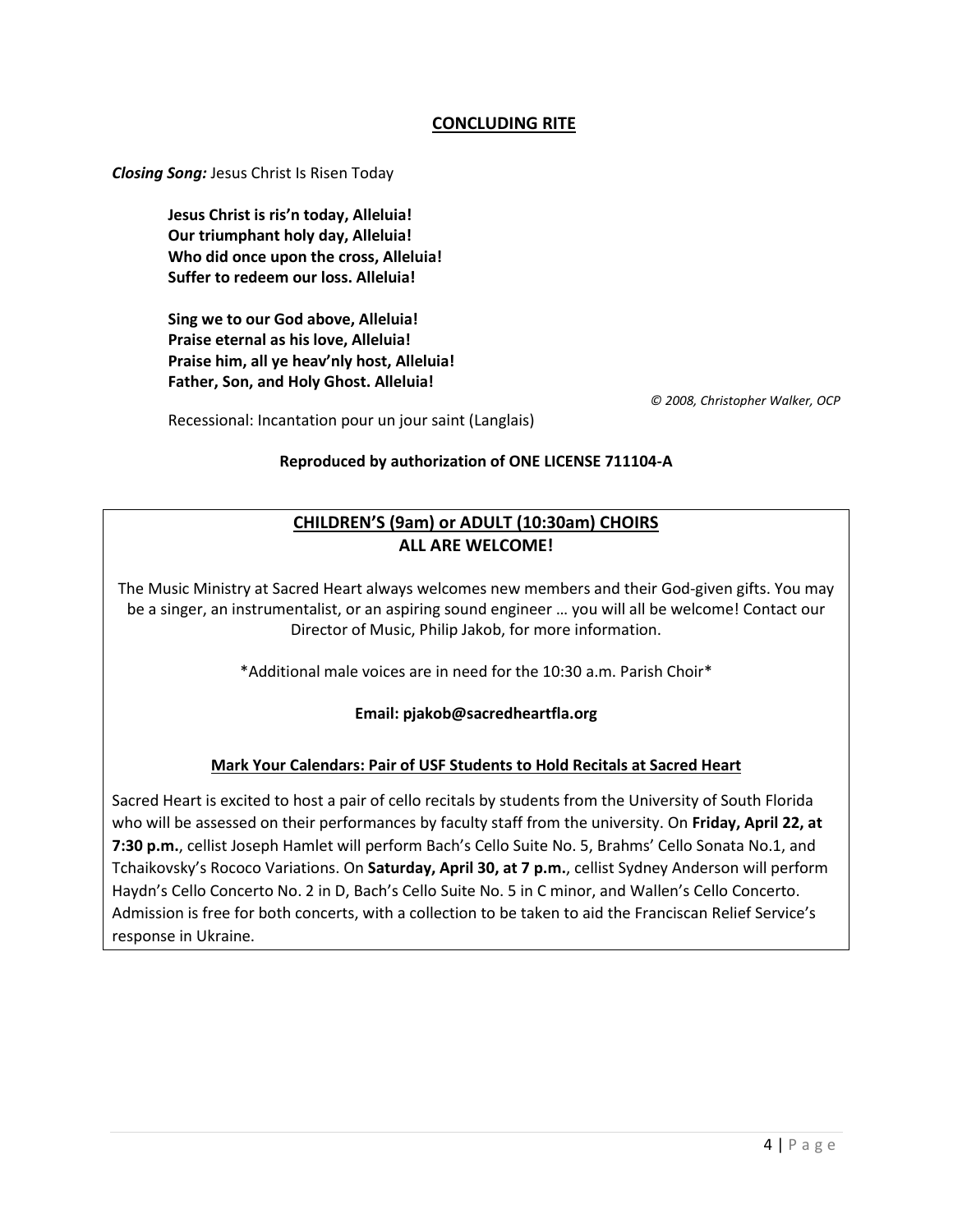## CONCLUDING RITE

***Closing Song:*** Jesus Christ Is Risen Today

**Jesus Christ is ris'n today, Alleluia!**
**Our triumphant holy day, Alleluia!**
**Who did once upon the cross, Alleluia!**
**Suffer to redeem our loss. Alleluia!**

**Sing we to our God above, Alleluia!**
**Praise eternal as his love, Alleluia!**
**Praise him, all ye heav'nly host, Alleluia!**
**Father, Son, and Holy Ghost. Alleluia!**

*© 2008, Christopher Walker, OCP*

Recessional: Incantation pour un jour saint (Langlais)

**Reproduced by authorization of ONE LICENSE 711104-A**

## CHILDREN'S (9am) or ADULT (10:30am) CHOIRS ALL ARE WELCOME!

The Music Ministry at Sacred Heart always welcomes new members and their God-given gifts. You may be a singer, an instrumentalist, or an aspiring sound engineer … you will all be welcome! Contact our Director of Music, Philip Jakob, for more information.

*Additional male voices are in need for the 10:30 a.m. Parish Choir*

**Email: pjakob@sacredheartfla.org**

### Mark Your Calendars: Pair of USF Students to Hold Recitals at Sacred Heart

Sacred Heart is excited to host a pair of cello recitals by students from the University of South Florida who will be assessed on their performances by faculty staff from the university. On **Friday, April 22, at 7:30 p.m.**, cellist Joseph Hamlet will perform Bach's Cello Suite No. 5, Brahms' Cello Sonata No.1, and Tchaikovsky's Rococo Variations. On **Saturday, April 30, at 7 p.m.**, cellist Sydney Anderson will perform Haydn's Cello Concerto No. 2 in D, Bach's Cello Suite No. 5 in C minor, and Wallen's Cello Concerto. Admission is free for both concerts, with a collection to be taken to aid the Franciscan Relief Service's response in Ukraine.